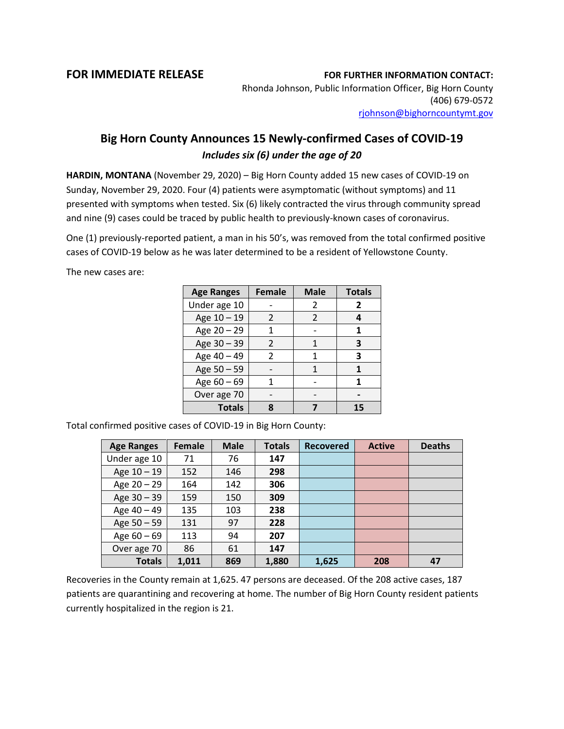**FOR IMMEDIATE RELEASE**

**FOR FURTHER INFORMATION CONTACT:**
Rhonda Johnson, Public Information Officer, Big Horn County
(406) 679-0572
rjohnson@bighorncountymt.gov

## Big Horn County Announces 15 Newly-confirmed Cases of COVID-19

***Includes six (6) under the age of 20***

**HARDIN, MONTANA** (November 29, 2020) – Big Horn County added 15 new cases of COVID-19 on Sunday, November 29, 2020. Four (4) patients were asymptomatic (without symptoms) and 11 presented with symptoms when tested. Six (6) likely contracted the virus through community spread and nine (9) cases could be traced by public health to previously-known cases of coronavirus.

One (1) previously-reported patient, a man in his 50's, was removed from the total confirmed positive cases of COVID-19 below as he was later determined to be a resident of Yellowstone County.

The new cases are:

| Age Ranges | Female | Male | Totals |
|---|---|---|---|
| Under age 10 | - | 2 | **2** |
| Age 10 – 19 | 2 | 2 | **4** |
| Age 20 – 29 | 1 | - | **1** |
| Age 30 – 39 | 2 | 1 | **3** |
| Age 40 – 49 | 2 | 1 | **3** |
| Age 50 – 59 | - | 1 | **1** |
| Age 60 – 69 | 1 | - | **1** |
| Over age 70 | - | - | **-** |
| **Totals** | **8** | **7** | **15** |

Total confirmed positive cases of COVID-19 in Big Horn County:

| Age Ranges | Female | Male | Totals | Recovered | Active | Deaths |
|---|---|---|---|---|---|---|
| Under age 10 | 71 | 76 | **147** | | | |
| Age 10 – 19 | 152 | 146 | **298** | | | |
| Age 20 – 29 | 164 | 142 | **306** | | | |
| Age 30 – 39 | 159 | 150 | **309** | | | |
| Age 40 – 49 | 135 | 103 | **238** | | | |
| Age 50 – 59 | 131 | 97 | **228** | | | |
| Age 60 – 69 | 113 | 94 | **207** | | | |
| Over age 70 | 86 | 61 | **147** | | | |
| **Totals** | **1,011** | **869** | **1,880** | **1,625** | **208** | **47** |

Recoveries in the County remain at 1,625. 47 persons are deceased. Of the 208 active cases, 187 patients are quarantining and recovering at home. The number of Big Horn County resident patients currently hospitalized in the region is 21.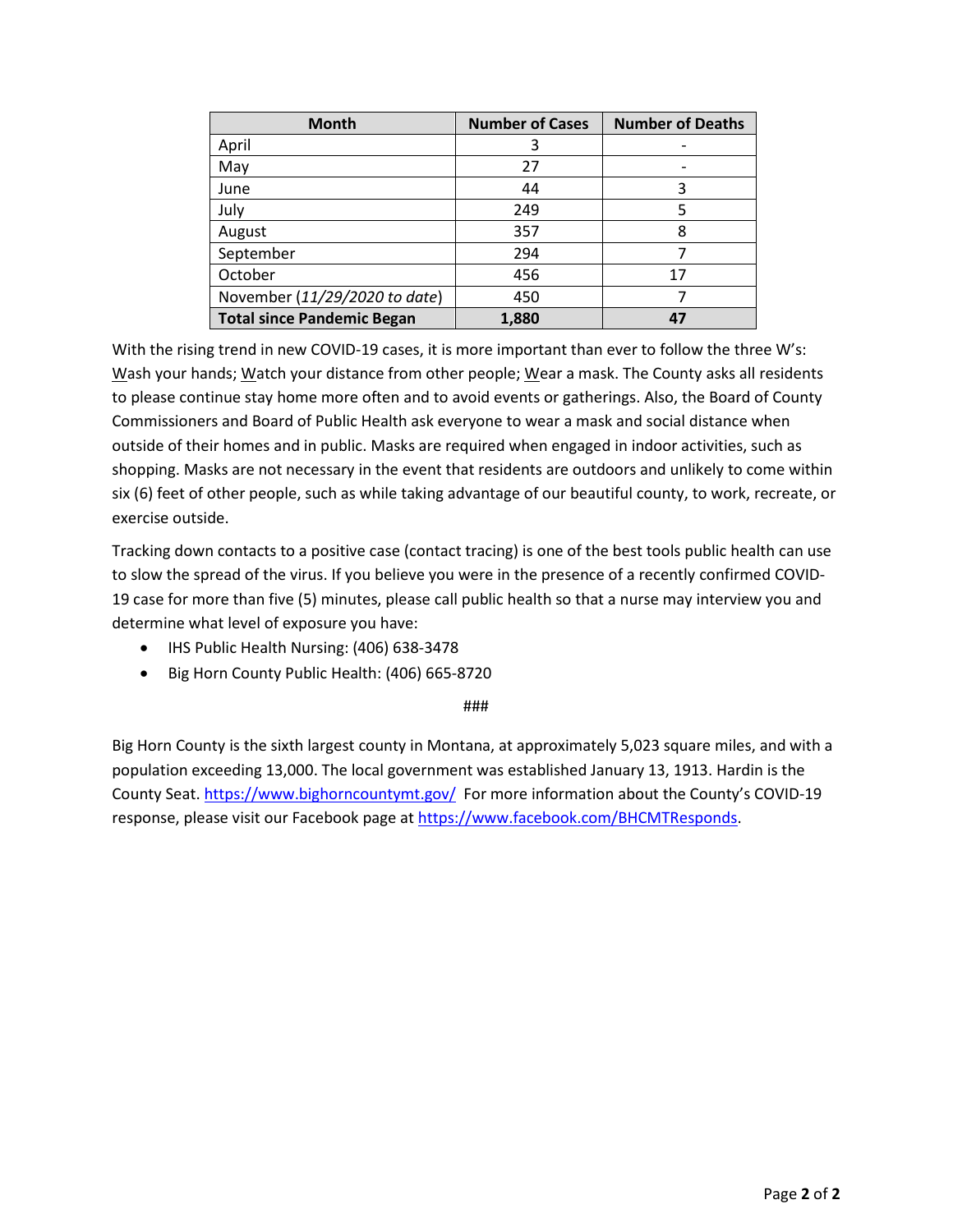| Month | Number of Cases | Number of Deaths |
|---|---|---|
| April | 3 | - |
| May | 27 | - |
| June | 44 | 3 |
| July | 249 | 5 |
| August | 357 | 8 |
| September | 294 | 7 |
| October | 456 | 17 |
| November (*11/29/2020 to date*) | 450 | 7 |
| **Total since Pandemic Began** | **1,880** | **47** |

With the rising trend in new COVID-19 cases, it is more important than ever to follow the three W's: Wash your hands; Watch your distance from other people; Wear a mask. The County asks all residents to please continue stay home more often and to avoid events or gatherings. Also, the Board of County Commissioners and Board of Public Health ask everyone to wear a mask and social distance when outside of their homes and in public. Masks are required when engaged in indoor activities, such as shopping. Masks are not necessary in the event that residents are outdoors and unlikely to come within six (6) feet of other people, such as while taking advantage of our beautiful county, to work, recreate, or exercise outside.

Tracking down contacts to a positive case (contact tracing) is one of the best tools public health can use to slow the spread of the virus. If you believe you were in the presence of a recently confirmed COVID-19 case for more than five (5) minutes, please call public health so that a nurse may interview you and determine what level of exposure you have:

- IHS Public Health Nursing: (406) 638-3478
- Big Horn County Public Health: (406) 665-8720

###

Big Horn County is the sixth largest county in Montana, at approximately 5,023 square miles, and with a population exceeding 13,000. The local government was established January 13, 1913. Hardin is the County Seat. https://www.bighorncountymt.gov/ For more information about the County's COVID-19 response, please visit our Facebook page at https://www.facebook.com/BHCMTResponds.